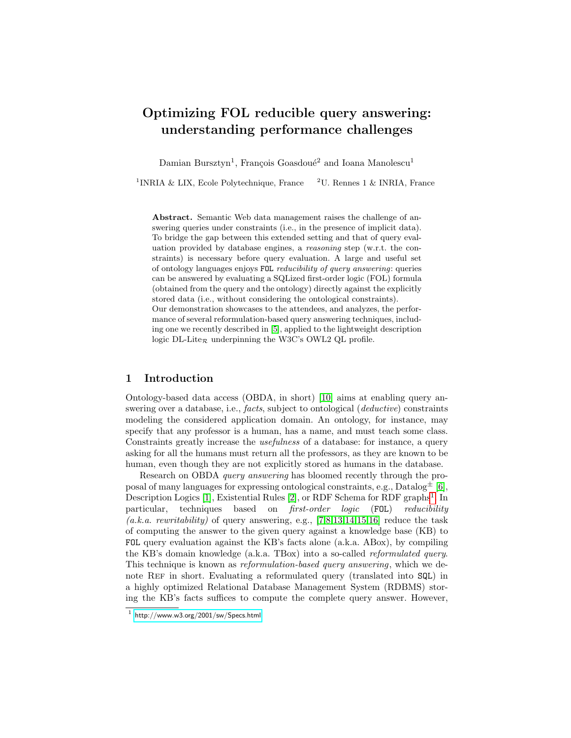# Optimizing FOL reducible query answering: understanding performance challenges

Damian Bursztyn[1], François Goasdoué[2] and Ioana Manolescu[1]

[1]INRIA & LIX, Ecole Polytechnique, France [2]U. Rennes 1 & INRIA, France

**Abstract.** Semantic Web data management raises the challenge of answering queries under constraints (i.e., in the presence of implicit data). To bridge the gap between this extended setting and that of query evaluation provided by database engines, a *reasoning* step (w.r.t. the constraints) is necessary before query evaluation. A large and useful set of ontology languages enjoys `FOL` *reducibility of query answering*: queries can be answered by evaluating a SQLized first-order logic (FOL) formula (obtained from the query and the ontology) directly against the explicitly stored data (i.e., without considering the ontological constraints).
Our demonstration showcases to the attendees, and analyzes, the performance of several reformulation-based query answering techniques, including one we recently described in [5], applied to the lightweight description logic DL-Lite$_\mathcal{R}$ underpinning the W3C's OWL2 QL profile.

## 1 Introduction

Ontology-based data access (OBDA, in short) [10] aims at enabling query answering over a database, i.e., *facts*, subject to ontological (*deductive*) constraints modeling the considered application domain. An ontology, for instance, may specify that any professor is a human, has a name, and must teach some class. Constraints greatly increase the *usefulness* of a database: for instance, a query asking for all the humans must return all the professors, as they are known to be human, even though they are not explicitly stored as humans in the database.

Research on OBDA *query answering* has bloomed recently through the proposal of many languages for expressing ontological constraints, e.g., Datalog$^\pm$ [6], Description Logics [1], Existential Rules [2], or RDF Schema for RDF graphs[1]. In particular, techniques based on *first-order logic* (`FOL`) *reducibility (a.k.a. rewritability)* of query answering, e.g., [7,8,13,14,15,16] reduce the task of computing the answer to the given query against a knowledge base (KB) to `FOL` query evaluation against the KB's facts alone (a.k.a. ABox), by compiling the KB's domain knowledge (a.k.a. TBox) into a so-called *reformulated query*. This technique is known as *reformulation-based query answering*, which we denote Ref in short. Evaluating a reformulated query (translated into `SQL`) in a highly optimized Relational Database Management System (RDBMS) storing the KB's facts suffices to compute the complete query answer. However,

[1] http://www.w3.org/2001/sw/Specs.html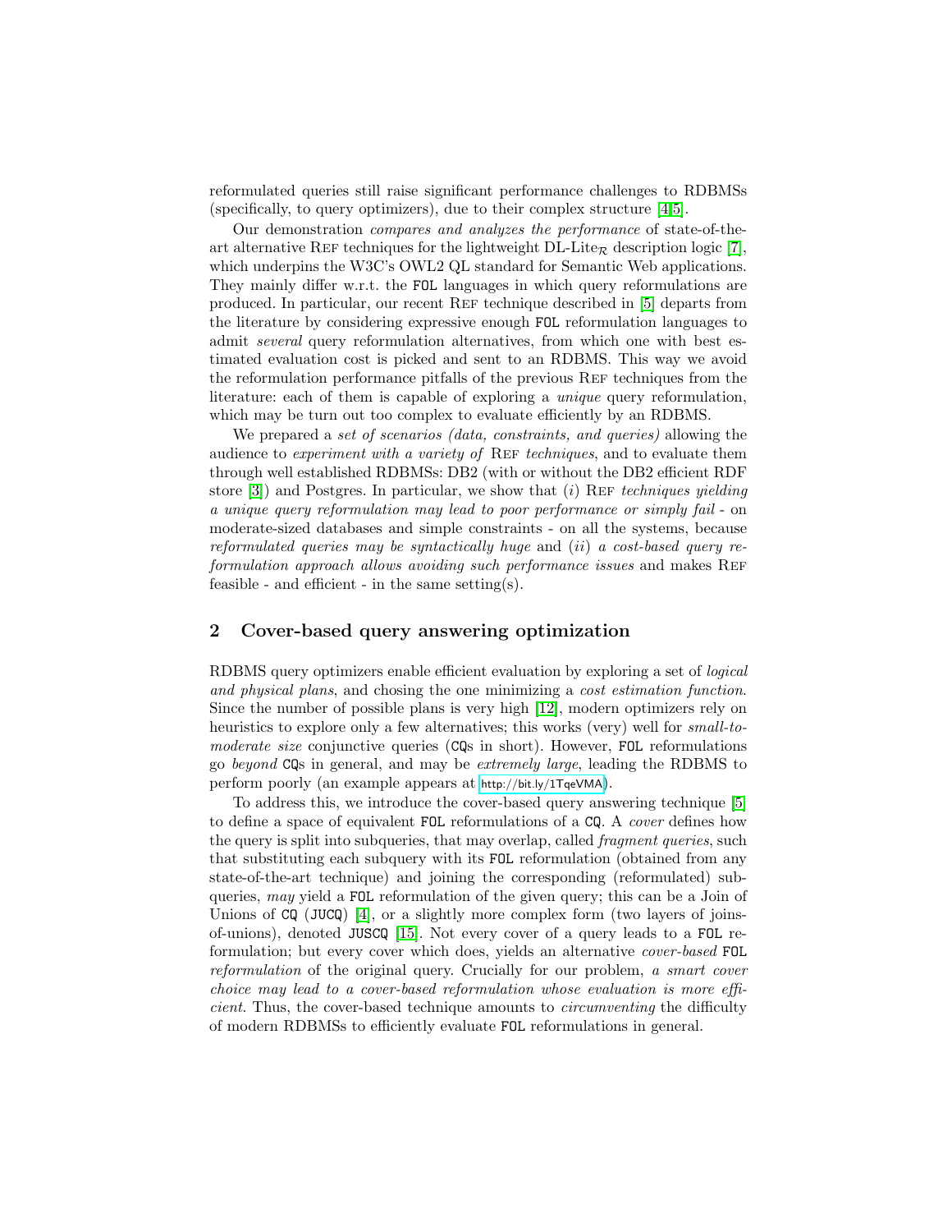reformulated queries still raise significant performance challenges to RDBMSs (specifically, to query optimizers), due to their complex structure [4,5].

Our demonstration *compares and analyzes the performance* of state-of-the-art alternative REF techniques for the lightweight DL-Lite$_{\mathcal{R}}$ description logic [7], which underpins the W3C's OWL2 QL standard for Semantic Web applications. They mainly differ w.r.t. the FOL languages in which query reformulations are produced. In particular, our recent REF technique described in [5] departs from the literature by considering expressive enough FOL reformulation languages to admit *several* query reformulation alternatives, from which one with best estimated evaluation cost is picked and sent to an RDBMS. This way we avoid the reformulation performance pitfalls of the previous REF techniques from the literature: each of them is capable of exploring a *unique* query reformulation, which may be turn out too complex to evaluate efficiently by an RDBMS.

We prepared a *set of scenarios (data, constraints, and queries)* allowing the audience to *experiment with a variety of* REF *techniques*, and to evaluate them through well established RDBMSs: DB2 (with or without the DB2 efficient RDF store [3]) and Postgres. In particular, we show that (*i*) REF *techniques yielding a unique query reformulation may lead to poor performance or simply fail* - on moderate-sized databases and simple constraints - on all the systems, because *reformulated queries may be syntactically huge* and (*ii*) *a cost-based query reformulation approach allows avoiding such performance issues* and makes REF feasible - and efficient - in the same setting(s).

## 2 Cover-based query answering optimization

RDBMS query optimizers enable efficient evaluation by exploring a set of *logical and physical plans*, and chosing the one minimizing a *cost estimation function*. Since the number of possible plans is very high [12], modern optimizers rely on heuristics to explore only a few alternatives; this works (very) well for *small-to-moderate size* conjunctive queries (CQs in short). However, FOL reformulations go *beyond* CQs in general, and may be *extremely large*, leading the RDBMS to perform poorly (an example appears at http://bit.ly/1TqeVMA).

To address this, we introduce the cover-based query answering technique [5] to define a space of equivalent FOL reformulations of a CQ. A *cover* defines how the query is split into subqueries, that may overlap, called *fragment queries*, such that substituting each subquery with its FOL reformulation (obtained from any state-of-the-art technique) and joining the corresponding (reformulated) subqueries, *may* yield a FOL reformulation of the given query; this can be a Join of Unions of CQ (JUCQ) [4], or a slightly more complex form (two layers of joins-of-unions), denoted JUSCQ [15]. Not every cover of a query leads to a FOL reformulation; but every cover which does, yields an alternative *cover-based* FOL *reformulation* of the original query. Crucially for our problem, *a smart cover choice may lead to a cover-based reformulation whose evaluation is more efficient*. Thus, the cover-based technique amounts to *circumventing* the difficulty of modern RDBMSs to efficiently evaluate FOL reformulations in general.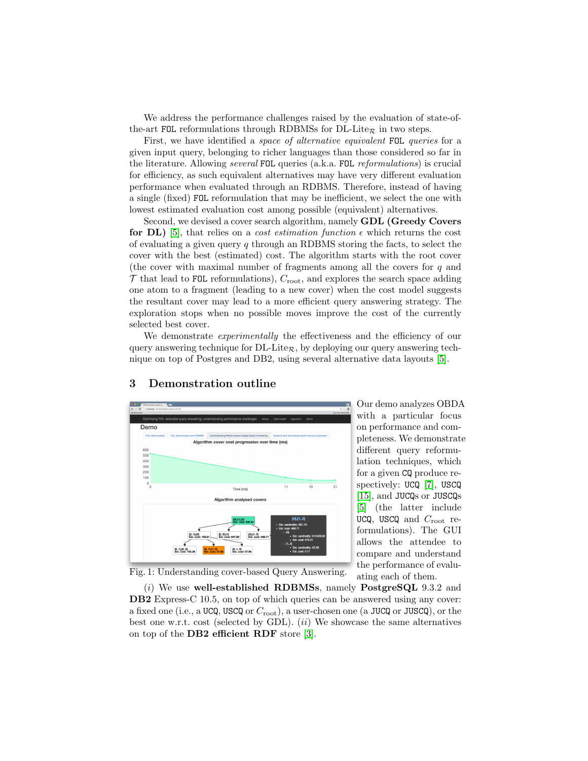We address the performance challenges raised by the evaluation of state-of-the-art FOL reformulations through RDBMSs for DL-Lite$_{\mathcal{R}}$ in two steps.

First, we have identified a *space of alternative equivalent* FOL *queries* for a given input query, belonging to richer languages than those considered so far in the literature. Allowing *several* FOL queries (a.k.a. FOL *reformulations*) is crucial for efficiency, as such equivalent alternatives may have very different evaluation performance when evaluated through an RDBMS. Therefore, instead of having a single (fixed) FOL reformulation that may be inefficient, we select the one with lowest estimated evaluation cost among possible (equivalent) alternatives.

Second, we devised a cover search algorithm, namely **GDL (Greedy Covers for DL)** [5], that relies on a *cost estimation function* $\epsilon$ which returns the cost of evaluating a given query $q$ through an RDBMS storing the facts, to select the cover with the best (estimated) cost. The algorithm starts with the root cover (the cover with maximal number of fragments among all the covers for $q$ and $\mathcal{T}$ that lead to FOL reformulations), $C_{\text{root}}$, and explores the search space adding one atom to a fragment (leading to a new cover) when the cost model suggests the resultant cover may lead to a more efficient query answering strategy. The exploration stops when no possible moves improve the cost of the currently selected best cover.

We demonstrate *experimentally* the effectiveness and the efficiency of our query answering technique for DL-Lite$_{\mathcal{R}}$, by deploying our query answering technique on top of Postgres and DB2, using several alternative data layouts [5].

## 3 Demonstration outline

Fig. 1: Understanding cover-based Query Answering.

Our demo analyzes OBDA with a particular focus on performance and completeness. We demonstrate different query reformulation techniques, which for a given CQ produce respectively: UCQ [7], USCQ [15], and JUCQs or JUSCQs [5] (the latter include UCQ, USCQ and $C_{\text{root}}$ reformulations). The GUI allows the attendee to compare and understand the performance of evaluating each of them.

(*i*) We use **well-established RDBMSs**, namely **PostgreSQL** 9.3.2 and **DB2** Express-C 10.5, on top of which queries can be answered using any cover: a fixed one (i.e., a UCQ, USCQ or $C_{\text{root}}$), a user-chosen one (a JUCQ or JUSCQ), or the best one w.r.t. cost (selected by GDL). (*ii*) We showcase the same alternatives on top of the **DB2 efficient RDF** store [3].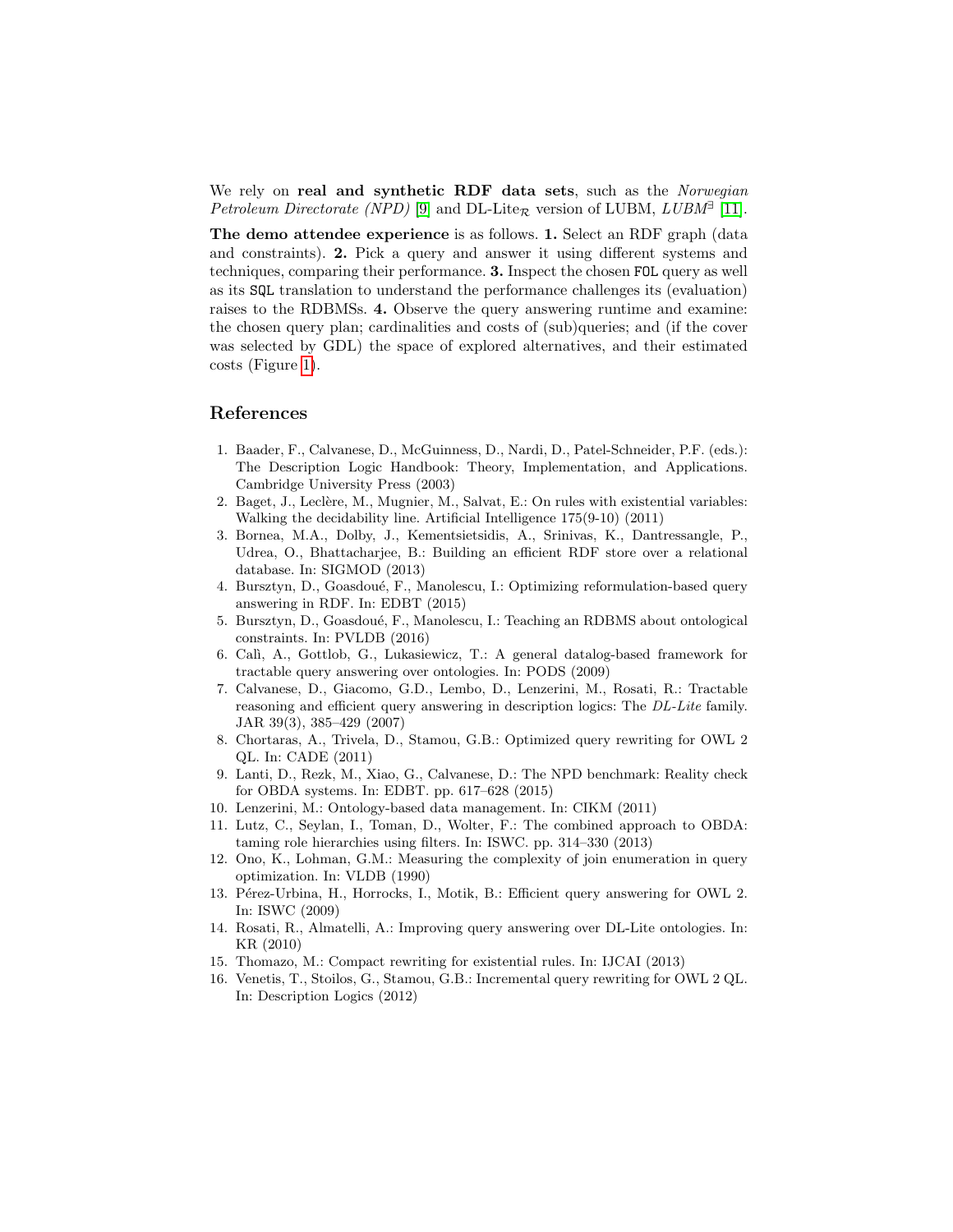We rely on **real and synthetic RDF data sets**, such as the *Norwegian Petroleum Directorate (NPD)* [9] and DL-Lite$_{\mathcal{R}}$ version of LUBM, *LUBM*$^{\exists}$ [11].

**The demo attendee experience** is as follows. **1.** Select an RDF graph (data and constraints). **2.** Pick a query and answer it using different systems and techniques, comparing their performance. **3.** Inspect the chosen `FOL` query as well as its `SQL` translation to understand the performance challenges its (evaluation) raises to the RDBMSs. **4.** Observe the query answering runtime and examine: the chosen query plan; cardinalities and costs of (sub)queries; and (if the cover was selected by GDL) the space of explored alternatives, and their estimated costs (Figure 1).

## References

1. Baader, F., Calvanese, D., McGuinness, D., Nardi, D., Patel-Schneider, P.F. (eds.): The Description Logic Handbook: Theory, Implementation, and Applications. Cambridge University Press (2003)
2. Baget, J., Leclère, M., Mugnier, M., Salvat, E.: On rules with existential variables: Walking the decidability line. Artificial Intelligence 175(9-10) (2011)
3. Bornea, M.A., Dolby, J., Kementsietsidis, A., Srinivas, K., Dantressangle, P., Udrea, O., Bhattacharjee, B.: Building an efficient RDF store over a relational database. In: SIGMOD (2013)
4. Bursztyn, D., Goasdoué, F., Manolescu, I.: Optimizing reformulation-based query answering in RDF. In: EDBT (2015)
5. Bursztyn, D., Goasdoué, F., Manolescu, I.: Teaching an RDBMS about ontological constraints. In: PVLDB (2016)
6. Calì, A., Gottlob, G., Lukasiewicz, T.: A general datalog-based framework for tractable query answering over ontologies. In: PODS (2009)
7. Calvanese, D., Giacomo, G.D., Lembo, D., Lenzerini, M., Rosati, R.: Tractable reasoning and efficient query answering in description logics: The *DL-Lite* family. JAR 39(3), 385–429 (2007)
8. Chortaras, A., Trivela, D., Stamou, G.B.: Optimized query rewriting for OWL 2 QL. In: CADE (2011)
9. Lanti, D., Rezk, M., Xiao, G., Calvanese, D.: The NPD benchmark: Reality check for OBDA systems. In: EDBT. pp. 617–628 (2015)
10. Lenzerini, M.: Ontology-based data management. In: CIKM (2011)
11. Lutz, C., Seylan, I., Toman, D., Wolter, F.: The combined approach to OBDA: taming role hierarchies using filters. In: ISWC. pp. 314–330 (2013)
12. Ono, K., Lohman, G.M.: Measuring the complexity of join enumeration in query optimization. In: VLDB (1990)
13. Pérez-Urbina, H., Horrocks, I., Motik, B.: Efficient query answering for OWL 2. In: ISWC (2009)
14. Rosati, R., Almatelli, A.: Improving query answering over DL-Lite ontologies. In: KR (2010)
15. Thomazo, M.: Compact rewriting for existential rules. In: IJCAI (2013)
16. Venetis, T., Stoilos, G., Stamou, G.B.: Incremental query rewriting for OWL 2 QL. In: Description Logics (2012)